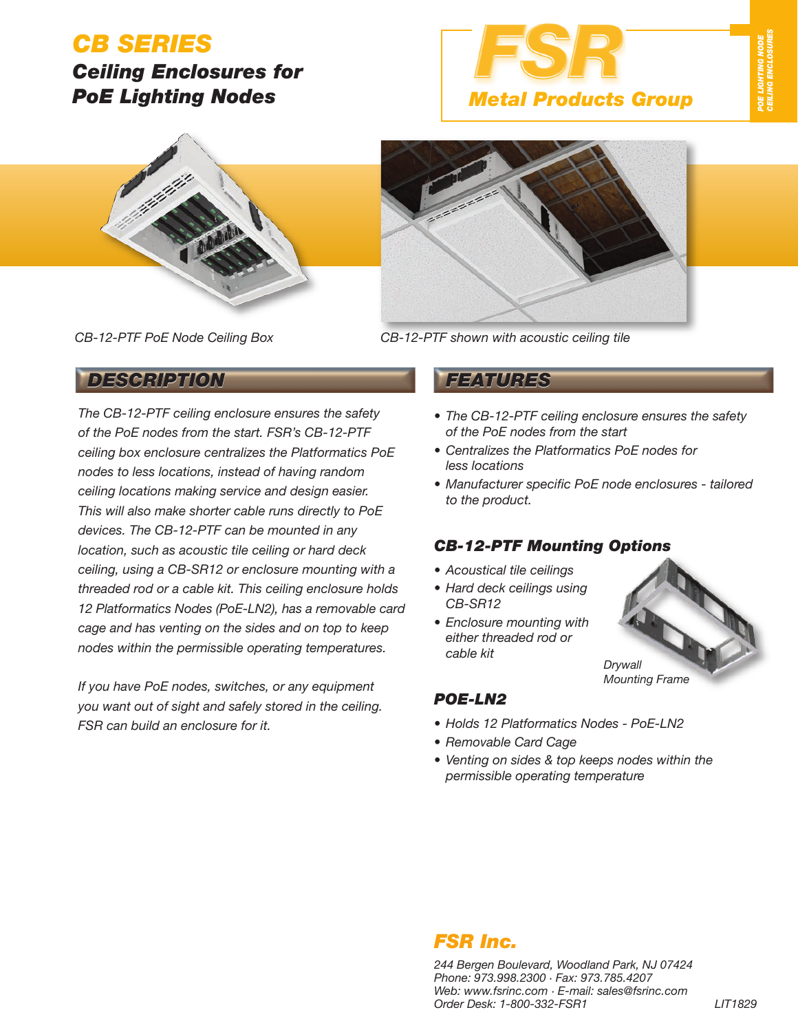# CB SERIES

## Ceiling Enclosures for PoE Lighting Nodes

**FSR**
*Metal Products Group*

*CB-12-PTF PoE Node Ceiling Box*

*CB-12-PTF shown with acoustic ceiling tile*

## DESCRIPTION

*The CB-12-PTF ceiling enclosure ensures the safety of the PoE nodes from the start. FSR's CB-12-PTF ceiling box enclosure centralizes the Platformatics PoE nodes to less locations, instead of having random ceiling locations making service and design easier. This will also make shorter cable runs directly to PoE devices. The CB-12-PTF can be mounted in any location, such as acoustic tile ceiling or hard deck ceiling, using a CB-SR12 or enclosure mounting with a threaded rod or a cable kit. This ceiling enclosure holds 12 Platformatics Nodes (PoE-LN2), has a removable card cage and has venting on the sides and on top to keep nodes within the permissible operating temperatures.*

*If you have PoE nodes, switches, or any equipment you want out of sight and safely stored in the ceiling. FSR can build an enclosure for it.*

## FEATURES

- *The CB-12-PTF ceiling enclosure ensures the safety of the PoE nodes from the start*
- *Centralizes the Platformatics PoE nodes for less locations*
- *Manufacturer specific PoE node enclosures - tailored to the product.*

### CB-12-PTF Mounting Options

- *Acoustical tile ceilings*
- *Hard deck ceilings using CB-SR12*
- *Enclosure mounting with either threaded rod or cable kit*

*Drywall Mounting Frame*

### POE-LN2

- *Holds 12 Platformatics Nodes - PoE-LN2*
- *Removable Card Cage*
- *Venting on sides & top keeps nodes within the permissible operating temperature*

## FSR Inc.

*244 Bergen Boulevard, Woodland Park, NJ 07424*
*Phone: 973.998.2300 · Fax: 973.785.4207*
*Web: www.fsrinc.com · E-mail: sales@fsrinc.com*
*Order Desk: 1-800-332-FSR1*

*LIT1829*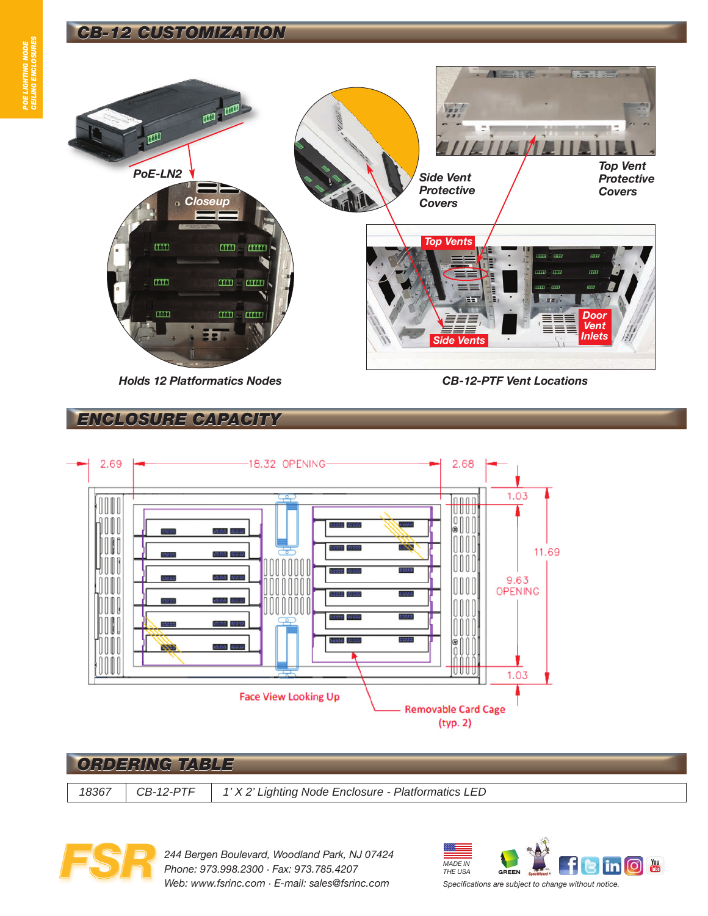## CB-12 CUSTOMIZATION

PoE-LN2

Closeup

Side Vent Protective Covers

Top Vent Protective Covers

Top Vents

Side Vents

Door Vent Inlets

Holds 12 Platformatics Nodes

CB-12-PTF Vent Locations

## ENCLOSURE CAPACITY

2.69

18.32 OPENING

2.68

1.03

11.69

9.63 OPENING

1.03

Face View Looking Up

Removable Card Cage (typ. 2)

## ORDERING TABLE

| | | |
|---|---|---|
| 18367 | CB-12-PTF | 1' X 2' Lighting Node Enclosure - Platformatics LED |

FSR

244 Bergen Boulevard, Woodland Park, NJ 07424
Phone: 973.998.2300 · Fax: 973.785.4207
Web: www.fsrinc.com · E-mail: sales@fsrinc.com

MADE IN THE USA

GREEN

Specifications are subject to change without notice.